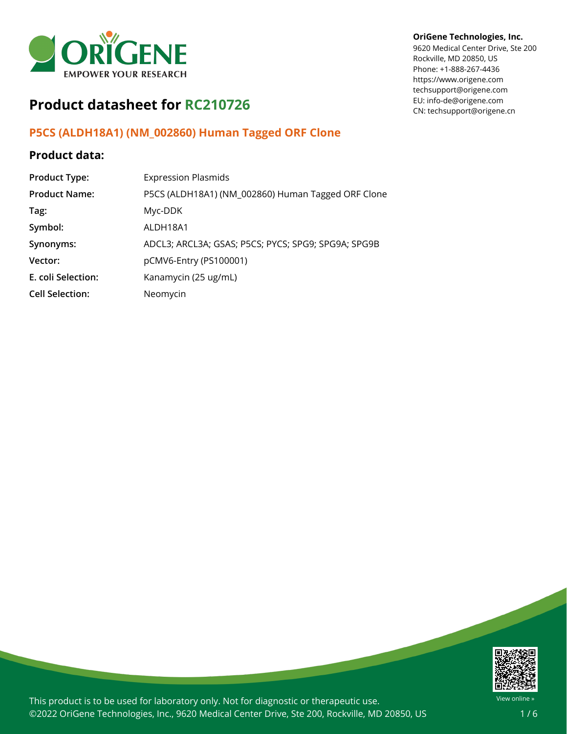**OriGene Technologies, Inc.**
9620 Medical Center Drive, Ste 200
Rockville, MD 20850, US
Phone: +1-888-267-4436
https://www.origene.com
techsupport@origene.com
EU: info-de@origene.com
CN: techsupport@origene.cn

# Product datasheet for RC210726

## P5CS (ALDH18A1) (NM_002860) Human Tagged ORF Clone

### Product data:

| | |
|---|---|
| **Product Type:** | Expression Plasmids |
| **Product Name:** | P5CS (ALDH18A1) (NM_002860) Human Tagged ORF Clone |
| **Tag:** | Myc-DDK |
| **Symbol:** | ALDH18A1 |
| **Synonyms:** | ADCL3; ARCL3A; GSAS; P5CS; PYCS; SPG9; SPG9A; SPG9B |
| **Vector:** | pCMV6-Entry (PS100001) |
| **E. coli Selection:** | Kanamycin (25 ug/mL) |
| **Cell Selection:** | Neomycin |

This product is to be used for laboratory only. Not for diagnostic or therapeutic use.
©2022 OriGene Technologies, Inc., 9620 Medical Center Drive, Ste 200, Rockville, MD 20850, US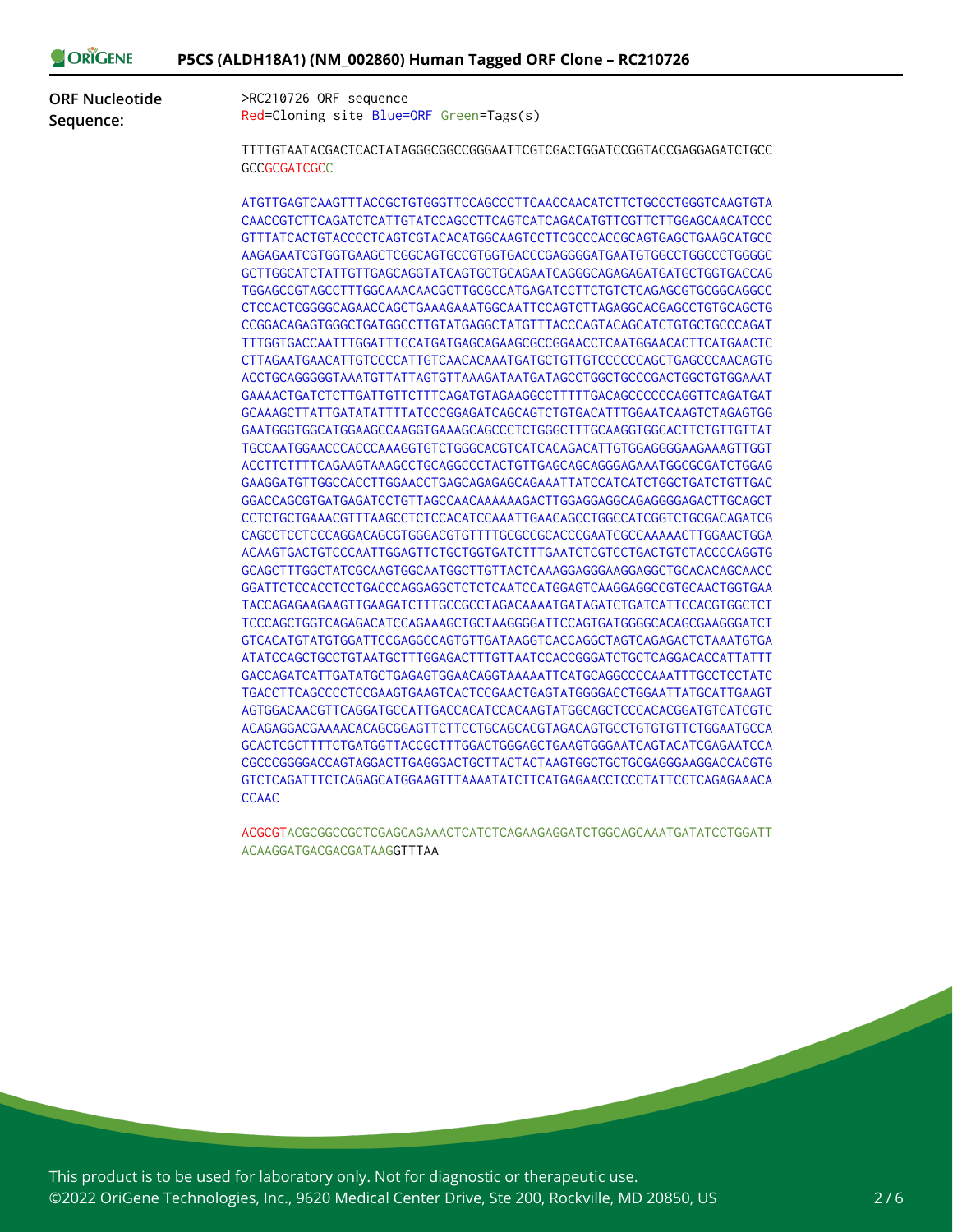**ORF Nucleotide Sequence:**

```
>RC210726 ORF sequence
Red=Cloning site Blue=ORF Green=Tags(s)

TTTTGTAATACGACTCACTATAGGGCGGCCGGGAATTCGTCGACTGGATCCGGTACCGAGGAGATCTGCC
GCCGCGATCGCC

ATGTTGAGTCAAGTTTACCGCTGTGGGTTCCAGCCCTTCAACCAACATCTTCTGCCCTGGGTCAAGTGTA
CAACCGTCTTCAGATCTCATTGTATCCAGCCTTCAGTCATCAGACATGTTCGTTCTTGGAGCAACATCCC
GTTTATCACTGTACCCCTCAGTCGTACACATGGCAAGTCCTTCGCCCACCGCAGTGAGCTGAAGCATGCC
AAGAGAATCGTGGTGAAGCTCGGCAGTGCCGTGGTGACCCGAGGGGATGAATGTGGCCTGGCCCTGGGGC
GCTTGGCATCTATTGTTGAGCAGGTATCAGTGCTGCAGAATCAGGGCAGAGAGATGATGCTGGTGACCAG
TGGAGCCGTAGCCTTTGGCAAACAACGCTTGCGCCATGAGATCCTTCTGTCTCAGAGCGTGCGGCAGGCC
CTCCACTCGGGGCAGAACCAGCTGAAAGAAATGGCAATTCCAGTCTTAGAGGCACGAGCCTGTGCAGCTG
CCGGACAGAGTGGGCTGATGGCCTTGTATGAGGCTATGTTTACCCAGTACAGCATCTGTGCTGCCCAGAT
TTTGGTGACCAATTTGGATTTCCATGATGAGCAGAAGCGCCGGAACCTCAATGGAACACTTCATGAACTC
CTTAGAATGAACATTGTCCCCATTGTCAACACAAATGATGCTGTTGTCCCCCCAGCTGAGCCCAACAGTG
ACCTGCAGGGGGTAAATGTTATTAGTGTTAAAGATAATGATAGCCTGGCTGCCCGACTGGCTGTGGAAAT
GAAAACTGATCTCTTGATTGTTCTTTCAGATGTAGAAGGCCTTTTTGACAGCCCCCCAGGTTCAGATGAT
GCAAAGCTTATTGATATATTTTATCCCGGAGATCAGCAGTCTGTGACATTTGGAATCAAGTCTAGAGTGG
GAATGGGTGGCATGGAAGCCAAGGTGAAAGCAGCCCTCTGGGCTTTGCAAGGTGGCACTTCTGTTGTTAT
TGCCAATGGAACCCACCCCAAAGGTGTCTGGGCACGTCATCACAGACATTGTGGAGGGGAAGAAAGTTGGT
ACCTTCTTTTCAGAAGTAAAGCCTGCAGGCCCTACTGTTGAGCAGCAGGGAGAAATGGCGCGATCTGGAG
GAAGGATGTTGGCCACCTTGGAACCTGAGCAGAGAGCAGAAATTATCCATCATCTGGCTGATCTGTTGAC
GGACCAGCGTGATGAGATCCTGTTAGCCAACAAAAAAGACTTGGAGGAGGCAGAGGGGAGACTTGCAGCT
CCTCTGCTGAAACGTTTAAGCCTCTCCACATCCAAATTGAACAGCCTGGCCATCGGTCTGCGACAGATCG
CAGCCTCCTCCCAGGACAGCGTGGGACGTGTTTTGCGCCGCACCCGAATCGCCAAAAACTTGGAACTGGA
ACAAGTGACTGTCCCAATTGGAGTTCTGCTGGTGATCTTTGAATCTCGTCCTGACTGTCTACCCCAGGTG
GCAGCTTTGGCTATCGCAAGTGGCAATGGCTTGTTACTCAAAGGAGGGAAGGAGGCTGCACACAGCAACC
GGATTCTCCACCTCCTGACCCAGGAGGCTCTCTCAATCCATGGAGTCAAGGAGGCCGTGCAACTGGTGAA
TACCAGAGAAGAAGTTGAAGATCTTTGCCGCCTAGACAAAATGATAGATCTGATCATTCCACGTGGCTCT
TCCCAGCTGGTCAGAGACATCCAGAAAGCTGCTAAGGGGATTCCAGTGATGGGGCACAGCGAAGGGATCT
GTCACATGTATGTGGATTCCGAGGCCAGTGTTGATAAGGTCACCAGGCTAGTCAGAGACTCTAAATGTGA
ATATCCAGCTGCCTGTAATGCTTTGGAGACTTTGTTAATCCACCGGGATCTGCTCAGGACACCATTATTT
GACCAGATCATTGATATGCTGAGAGTGGAACAGGTAAAAATTCATGCAGGCCCCAAATTTGCCTCCTATC
TGACCTTCAGCCCCTCCGAAGTGAAGTCACTCCGAACTGAGTATGGGGACCTGGAATTATGCATTGAAGT
AGTGGACAACGTTCAGGATGCCATTGACCACATCCACAAGTATGGCAGCTCCCACACGGATGTCATCGTC
ACAGAGGACGAAAACACAGCGGAGTTCTTCCTGCAGCACGTAGACAGTGCCTGTGTGTTCTGGAATGCCA
GCACTCGCTTTTCTGATGGTTACCGCTTTGGACTGGGAGCTGAAGTGGGAATCAGTACATCGAGAATCCA
CGCCCGGGGACCAGTAGGACTTGAGGGACTGCTTACTACTAAGTGGCTGCTGCGAGGGAAGGACCACGTG
GTCTCAGATTTCTCAGAGCATGGAAGTTTAAAATATCTTCATGAGAACCTCCCTATTCCTCAGAGAAACA
CCAAC

ACGCGTACGCGGCCGCTCGAGCAGAAACTCATCTCAGAAGAGGATCTGGCAGCAAATGATATCCTGGATT
ACAAGGATGACGACGATAAGGTTTAA
```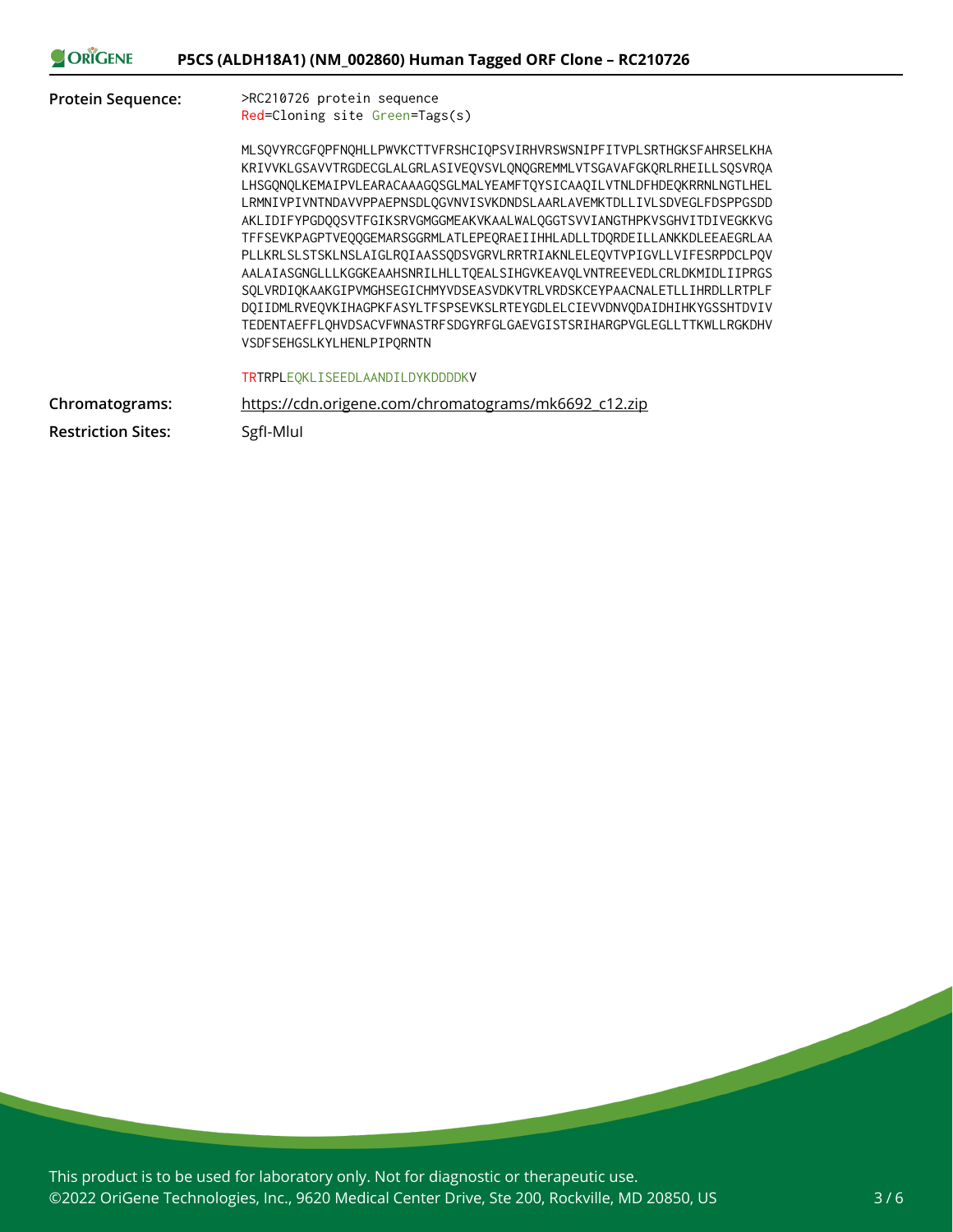| | |
|---|---|
| **Protein Sequence:** | >RC210726 protein sequence<br>Red=Cloning site Green=Tags(s)<br><br>MLSQVYRCGFQPFNQHLLPWVKCTTVFRSHCIQPSVIRHVRSWSNIPFITVPLSRTHGKSFAHRSELKHA<br>KRIVVKLGSAVVTRGDECGLALGRLASIVEQVSVLQNQGREMMLVTSGAVAFGKQRLRHEILLSQSVRQA<br>LHSGQNQLKEMAIPVLEARACAAAGQSGLMALYEAMFTQYSICAAQILVTNLDFHDEQKRRNLNGTLHEL<br>LRMNIVPIVNTNDAVVPPAEPNSDLQGVNVISVKDNDSLAARLAVEMKTDLLIVLSDVEGLFDSPPGSDD<br>AKLIDIFYPGDQQSVTFGIKSRVGMGGMEAKVKAALWALQGGTSVVIANGTHPKVSGHVITDIVEGKKVG<br>TFFSEVKPAGPTVEQQGEMARSGGRMLATLEPEQRAEIIHHLADLLTDQRDEILLANKKDLEEAEGRLAA<br>PLLKRLSLSTSKLNSLAIGLRQIAASSQDSVGRVLRRTRIAKNLELEQVTVPIGVLLVIFESRPDCLPQV<br>AALAIASGNGLLLKGGKEAAHSNRILHLLTQEALSIHGVKEAVQLVNTREEVEDLCRLDKMIDLIIPRGS<br>SQLVRDIQKAAKGIPVMGHSEGICHMYVDSEASVDKVTRLVRDSKCEYPAACNALETLLIHRDLLRTPLF<br>DQIIDMLRVEQVKIHAGPKFASYLTFSPSEVKSLRTEYGDLELCIEVVDNVQDAIDHIHKYGSSHTDVIV<br>TEDENTAEFFLQHVDSACVFWNASTRFSDGYRFGLGAEVGISTSRIHARGPVGLEGLLTTKWLLRGKDHV<br>VSDFSEHGSLKYLHENLPIPQRNTN<br><br>TRTRPLEQKLISEEDLAANDILDYKDDDDKV |
| **Chromatograms:** | https://cdn.origene.com/chromatograms/mk6692_c12.zip |
| **Restriction Sites:** | SgfI-MluI |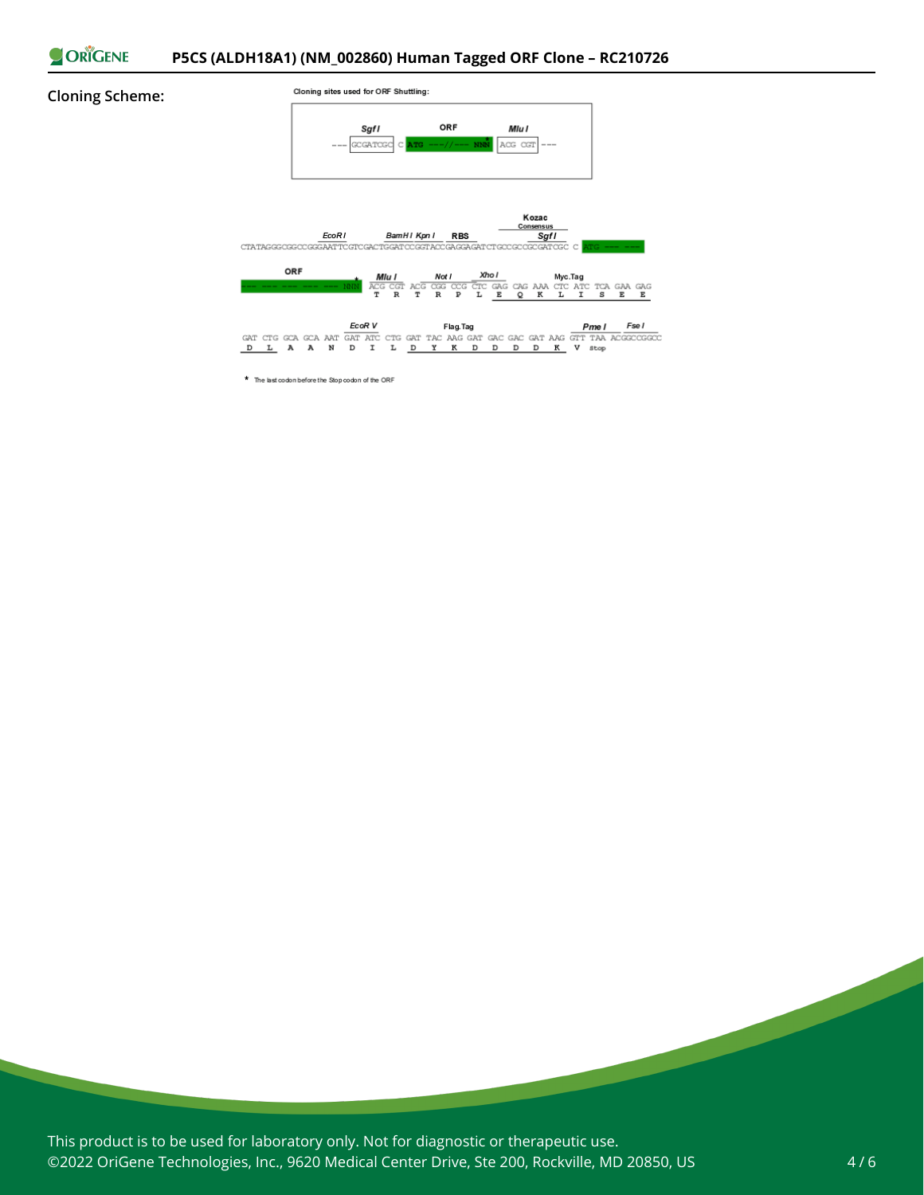**Cloning Scheme:**

Cloning sites used for ORF Shuttling:

```
        SgfI              ORF              MluI
--- GCGATCGC  C  ATG ---//--- NNN*  ACG CGT ---
```

```
                 EcoRI           BamHI KpnI   RBS        Kozac Consensus
                                                              SgfI
CTATAGGGCGGCCGGGAATTCGTCGACTGGATCCGGTACCGAGGAGATCTGCCGCCGCGATCGC C ATG --- ---
```

```
ORF                  MluI      NotI       XhoI             Myc.Tag
--- --- --- NNN*  ACG CGT ACG CGG CCG CTC GAG CAG AAA CTC ATC TCA GAA GAG
                   T   R   T   R   P   L   E   Q   K   L   I   S   E   E
```

```
                    EcoR V               Flag.Tag                    PmeI     FseI
GAT CTG GCA GCA AAT GAT ATC CTG GAT TAC AAG GAT GAC GAC GAT AAG GTT TAA ACGGCCGGCC
 D   L   A   A   N   D   I   L   D   Y   K   D   D   D   D   K   V  stop
```

* The last codon before the Stop codon of the ORF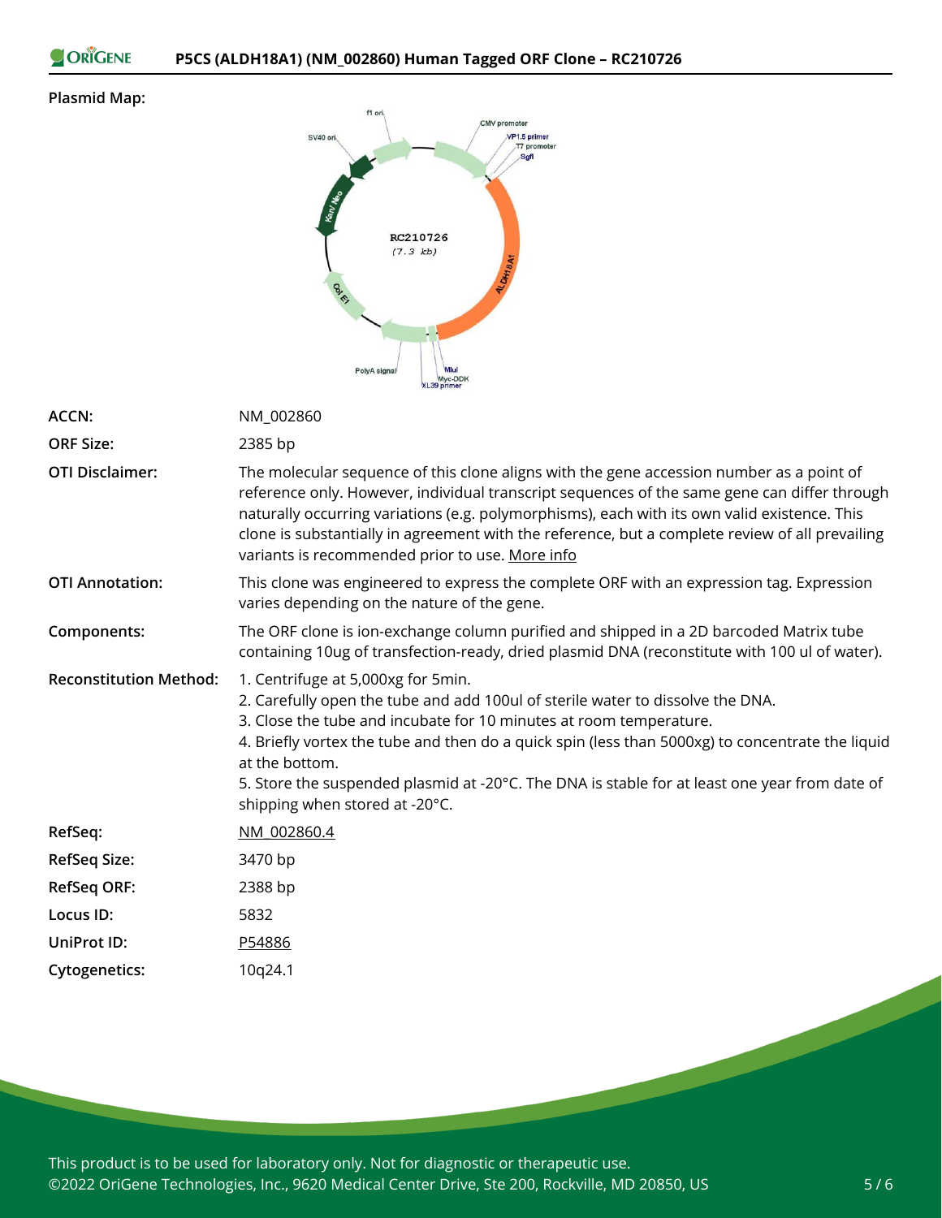**Plasmid Map:**

| | |
|---|---|
| **ACCN:** | NM_002860 |
| **ORF Size:** | 2385 bp |
| **OTI Disclaimer:** | The molecular sequence of this clone aligns with the gene accession number as a point of reference only. However, individual transcript sequences of the same gene can differ through naturally occurring variations (e.g. polymorphisms), each with its own valid existence. This clone is substantially in agreement with the reference, but a complete review of all prevailing variants is recommended prior to use. More info |
| **OTI Annotation:** | This clone was engineered to express the complete ORF with an expression tag. Expression varies depending on the nature of the gene. |
| **Components:** | The ORF clone is ion-exchange column purified and shipped in a 2D barcoded Matrix tube containing 10ug of transfection-ready, dried plasmid DNA (reconstitute with 100 ul of water). |
| **Reconstitution Method:** | 1. Centrifuge at 5,000xg for 5min.<br>2. Carefully open the tube and add 100ul of sterile water to dissolve the DNA.<br>3. Close the tube and incubate for 10 minutes at room temperature.<br>4. Briefly vortex the tube and then do a quick spin (less than 5000xg) to concentrate the liquid at the bottom.<br>5. Store the suspended plasmid at -20°C. The DNA is stable for at least one year from date of shipping when stored at -20°C. |
| **RefSeq:** | NM_002860.4 |
| **RefSeq Size:** | 3470 bp |
| **RefSeq ORF:** | 2388 bp |
| **Locus ID:** | 5832 |
| **UniProt ID:** | P54886 |
| **Cytogenetics:** | 10q24.1 |

This product is to be used for laboratory only. Not for diagnostic or therapeutic use.
©2022 OriGene Technologies, Inc., 9620 Medical Center Drive, Ste 200, Rockville, MD 20850, US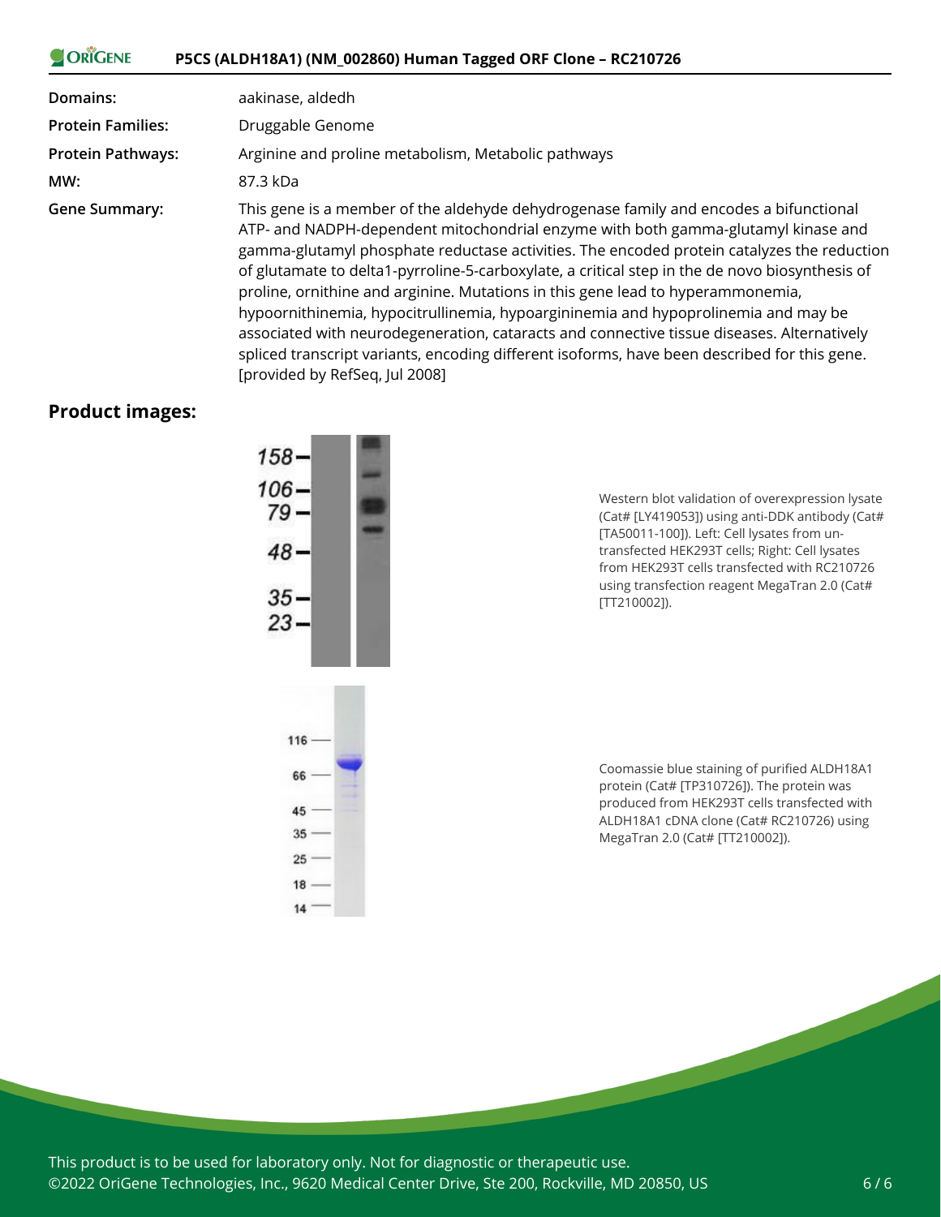| | |
|---|---|
| **Domains:** | aakinase, aldedh |
| **Protein Families:** | Druggable Genome |
| **Protein Pathways:** | Arginine and proline metabolism, Metabolic pathways |
| **MW:** | 87.3 kDa |
| **Gene Summary:** | This gene is a member of the aldehyde dehydrogenase family and encodes a bifunctional ATP- and NADPH-dependent mitochondrial enzyme with both gamma-glutamyl kinase and gamma-glutamyl phosphate reductase activities. The encoded protein catalyzes the reduction of glutamate to delta1-pyrroline-5-carboxylate, a critical step in the de novo biosynthesis of proline, ornithine and arginine. Mutations in this gene lead to hyperammonemia, hypoornithinemia, hypocitrullinemia, hypoargininemia and hypoprolinemia and may be associated with neurodegeneration, cataracts and connective tissue diseases. Alternatively spliced transcript variants, encoding different isoforms, have been described for this gene. [provided by RefSeq, Jul 2008] |

## Product images:

158
106
79
48
35
23

Western blot validation of overexpression lysate (Cat# [LY419053]) using anti-DDK antibody (Cat# [TA50011-100]). Left: Cell lysates from un-transfected HEK293T cells; Right: Cell lysates from HEK293T cells transfected with RC210726 using transfection reagent MegaTran 2.0 (Cat# [TT210002]).

116
66
45
35
25
18
14

Coomassie blue staining of purified ALDH18A1 protein (Cat# [TP310726]). The protein was produced from HEK293T cells transfected with ALDH18A1 cDNA clone (Cat# RC210726) using MegaTran 2.0 (Cat# [TT210002]).

This product is to be used for laboratory only. Not for diagnostic or therapeutic use.
©2022 OriGene Technologies, Inc., 9620 Medical Center Drive, Ste 200, Rockville, MD 20850, US